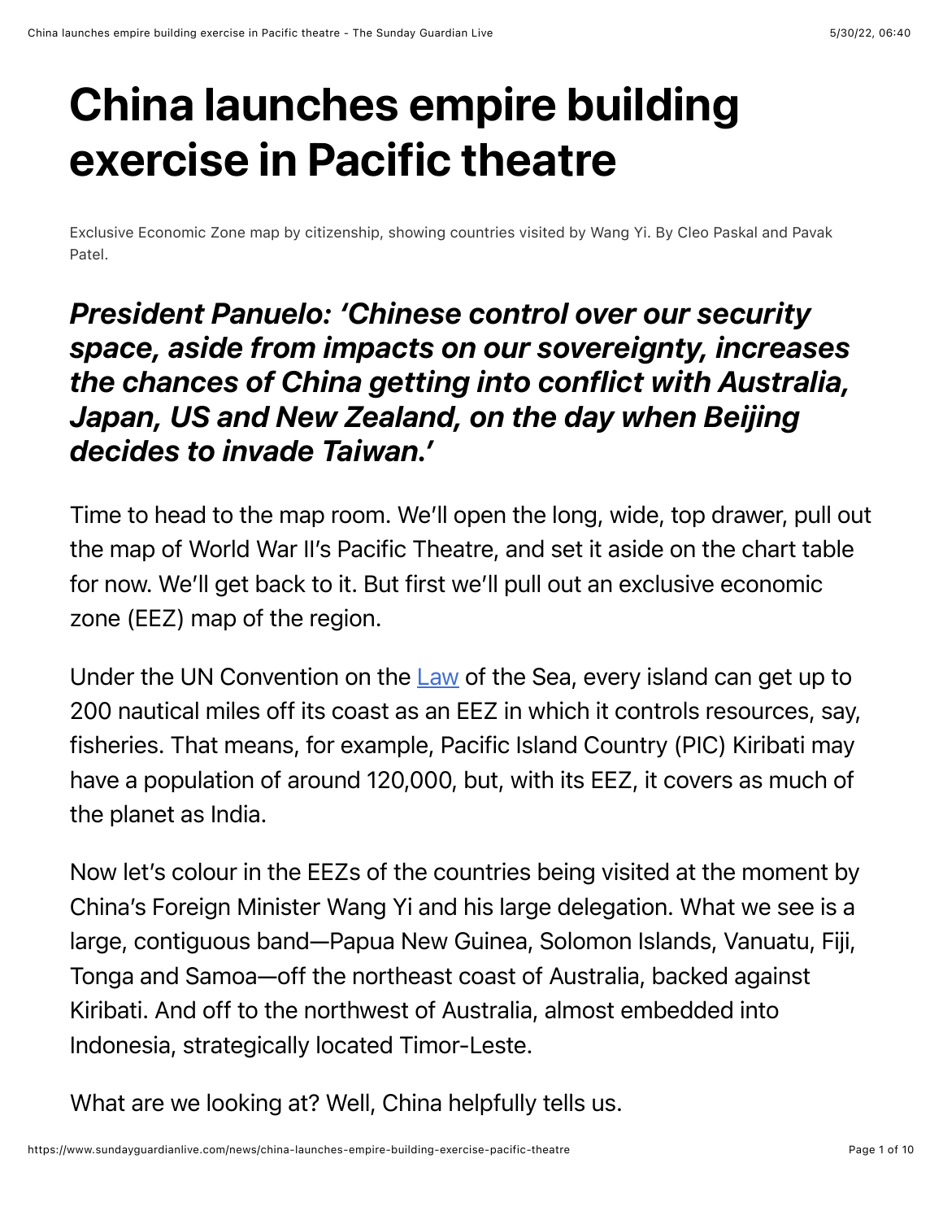# China launches empire building exercise in Pacific theatre

Exclusive Economic Zone map by citizenship, showing countries visited by Wang Yi. By Cleo Paskal and Pavak Patel.

## *President Panuelo: 'Chinese control over our security space, aside from impacts on our sovereignty, increases the chances of China getting into conflict with Australia, Japan, US and New Zealand, on the day when Beijing decides to invade Taiwan.'*

Time to head to the map room. We'll open the long, wide, top drawer, pull out the map of World War II's Pacific Theatre, and set it aside on the chart table for now. We'll get back to it. But first we'll pull out an exclusive economic zone (EEZ) map of the region.

Under the UN Convention on the Law of the Sea, every island can get up to 200 nautical miles off its coast as an EEZ in which it controls resources, say, fisheries. That means, for example, Pacific Island Country (PIC) Kiribati may have a population of around 120,000, but, with its EEZ, it covers as much of the planet as India.

Now let's colour in the EEZs of the countries being visited at the moment by China's Foreign Minister Wang Yi and his large delegation. What we see is a large, contiguous band—Papua New Guinea, Solomon Islands, Vanuatu, Fiji, Tonga and Samoa—off the northeast coast of Australia, backed against Kiribati. And off to the northwest of Australia, almost embedded into Indonesia, strategically located Timor-Leste.

What are we looking at? Well, China helpfully tells us.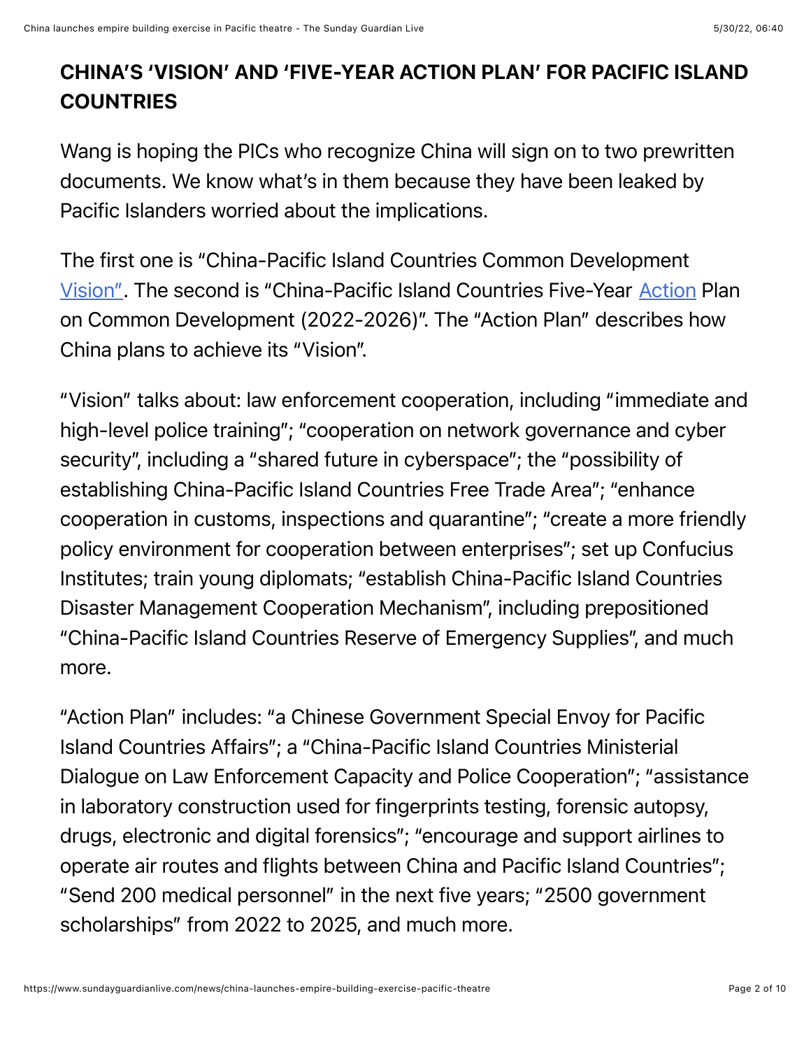## CHINA'S 'VISION' AND 'FIVE-YEAR ACTION PLAN' FOR PACIFIC ISLAND COUNTRIES

Wang is hoping the PICs who recognize China will sign on to two prewritten documents. We know what's in them because they have been leaked by Pacific Islanders worried about the implications.

The first one is "China-Pacific Island Countries Common Development Vision". The second is "China-Pacific Island Countries Five-Year Action Plan on Common Development (2022-2026)". The "Action Plan" describes how China plans to achieve its "Vision".

"Vision" talks about: law enforcement cooperation, including "immediate and high-level police training"; "cooperation on network governance and cyber security", including a "shared future in cyberspace"; the "possibility of establishing China-Pacific Island Countries Free Trade Area"; "enhance cooperation in customs, inspections and quarantine"; "create a more friendly policy environment for cooperation between enterprises"; set up Confucius Institutes; train young diplomats; "establish China-Pacific Island Countries Disaster Management Cooperation Mechanism", including prepositioned "China-Pacific Island Countries Reserve of Emergency Supplies", and much more.

"Action Plan" includes: "a Chinese Government Special Envoy for Pacific Island Countries Affairs"; a "China-Pacific Island Countries Ministerial Dialogue on Law Enforcement Capacity and Police Cooperation"; "assistance in laboratory construction used for fingerprints testing, forensic autopsy, drugs, electronic and digital forensics"; "encourage and support airlines to operate air routes and flights between China and Pacific Island Countries"; "Send 200 medical personnel" in the next five years; "2500 government scholarships" from 2022 to 2025, and much more.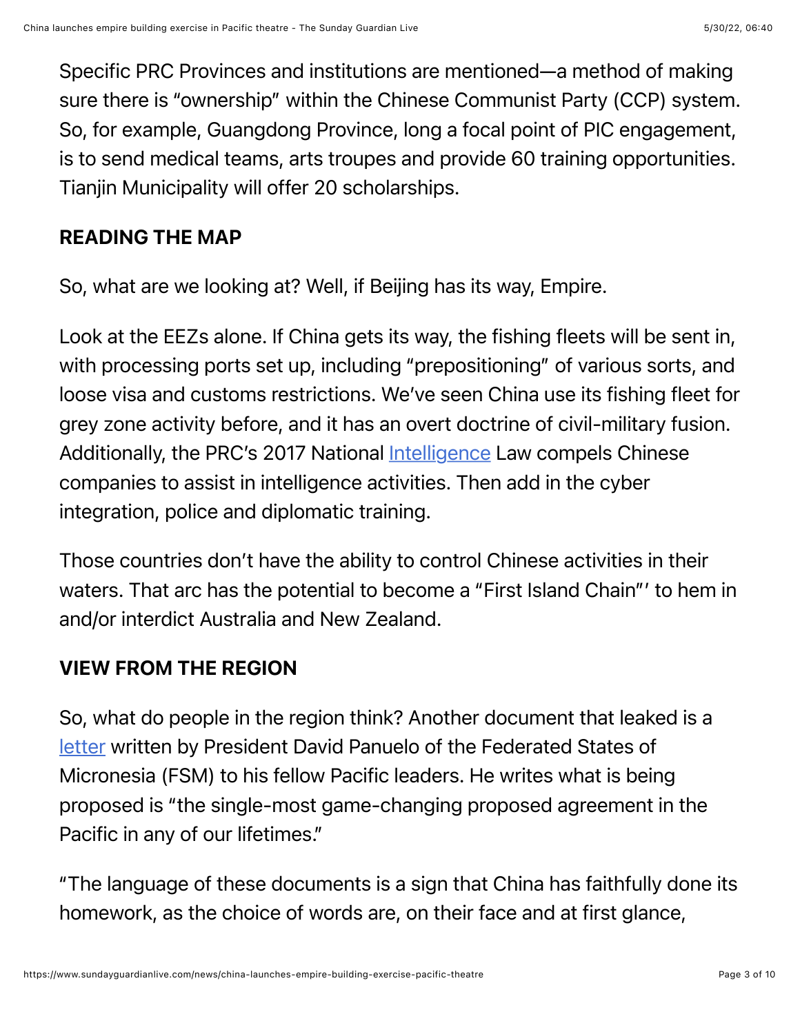Specific PRC Provinces and institutions are mentioned—a method of making sure there is "ownership" within the Chinese Communist Party (CCP) system. So, for example, Guangdong Province, long a focal point of PIC engagement, is to send medical teams, arts troupes and provide 60 training opportunities. Tianjin Municipality will offer 20 scholarships.

## READING THE MAP

So, what are we looking at? Well, if Beijing has its way, Empire.

Look at the EEZs alone. If China gets its way, the fishing fleets will be sent in, with processing ports set up, including "prepositioning" of various sorts, and loose visa and customs restrictions. We've seen China use its fishing fleet for grey zone activity before, and it has an overt doctrine of civil-military fusion. Additionally, the PRC's 2017 National Intelligence Law compels Chinese companies to assist in intelligence activities. Then add in the cyber integration, police and diplomatic training.

Those countries don't have the ability to control Chinese activities in their waters. That arc has the potential to become a "First Island Chain"' to hem in and/or interdict Australia and New Zealand.

## VIEW FROM THE REGION

So, what do people in the region think? Another document that leaked is a letter written by President David Panuelo of the Federated States of Micronesia (FSM) to his fellow Pacific leaders. He writes what is being proposed is "the single-most game-changing proposed agreement in the Pacific in any of our lifetimes."

"The language of these documents is a sign that China has faithfully done its homework, as the choice of words are, on their face and at first glance,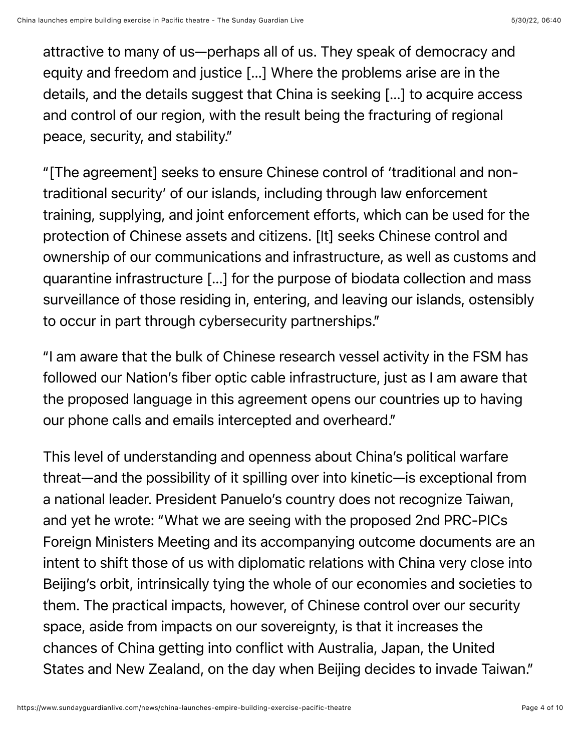attractive to many of us—perhaps all of us. They speak of democracy and equity and freedom and justice [...] Where the problems arise are in the details, and the details suggest that China is seeking [...] to acquire access and control of our region, with the result being the fracturing of regional peace, security, and stability."

"[The agreement] seeks to ensure Chinese control of 'traditional and non-traditional security' of our islands, including through law enforcement training, supplying, and joint enforcement efforts, which can be used for the protection of Chinese assets and citizens. [It] seeks Chinese control and ownership of our communications and infrastructure, as well as customs and quarantine infrastructure [...] for the purpose of biodata collection and mass surveillance of those residing in, entering, and leaving our islands, ostensibly to occur in part through cybersecurity partnerships."

"I am aware that the bulk of Chinese research vessel activity in the FSM has followed our Nation's fiber optic cable infrastructure, just as I am aware that the proposed language in this agreement opens our countries up to having our phone calls and emails intercepted and overheard."

This level of understanding and openness about China's political warfare threat—and the possibility of it spilling over into kinetic—is exceptional from a national leader. President Panuelo's country does not recognize Taiwan, and yet he wrote: "What we are seeing with the proposed 2nd PRC-PICs Foreign Ministers Meeting and its accompanying outcome documents are an intent to shift those of us with diplomatic relations with China very close into Beijing's orbit, intrinsically tying the whole of our economies and societies to them. The practical impacts, however, of Chinese control over our security space, aside from impacts on our sovereignty, is that it increases the chances of China getting into conflict with Australia, Japan, the United States and New Zealand, on the day when Beijing decides to invade Taiwan."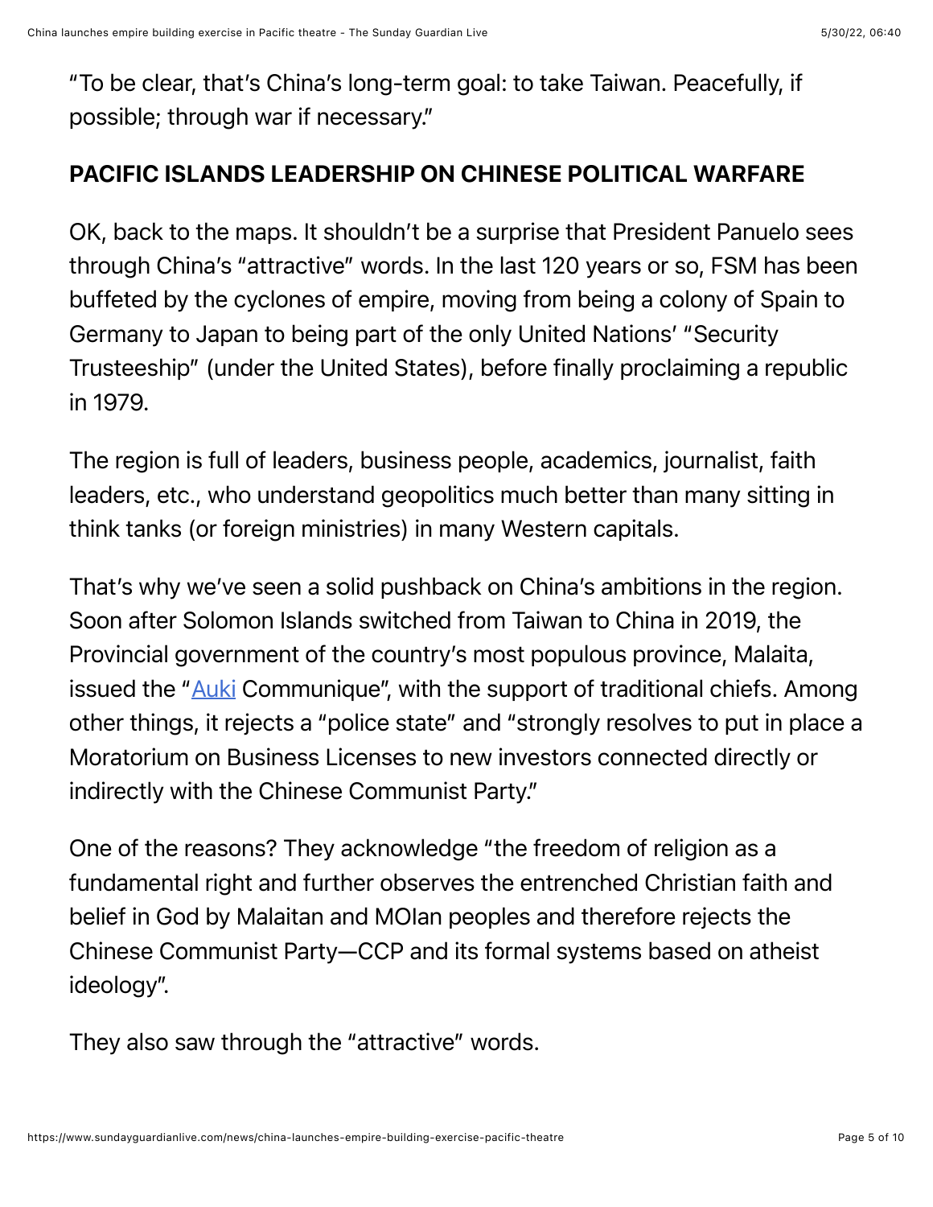"To be clear, that's China's long-term goal: to take Taiwan. Peacefully, if possible; through war if necessary."

**PACIFIC ISLANDS LEADERSHIP ON CHINESE POLITICAL WARFARE**

OK, back to the maps. It shouldn't be a surprise that President Panuelo sees through China's "attractive" words. In the last 120 years or so, FSM has been buffeted by the cyclones of empire, moving from being a colony of Spain to Germany to Japan to being part of the only United Nations' "Security Trusteeship" (under the United States), before finally proclaiming a republic in 1979.

The region is full of leaders, business people, academics, journalist, faith leaders, etc., who understand geopolitics much better than many sitting in think tanks (or foreign ministries) in many Western capitals.

That's why we've seen a solid pushback on China's ambitions in the region. Soon after Solomon Islands switched from Taiwan to China in 2019, the Provincial government of the country's most populous province, Malaita, issued the "Auki Communique", with the support of traditional chiefs. Among other things, it rejects a "police state" and "strongly resolves to put in place a Moratorium on Business Licenses to new investors connected directly or indirectly with the Chinese Communist Party."

One of the reasons? They acknowledge "the freedom of religion as a fundamental right and further observes the entrenched Christian faith and belief in God by Malaitan and MOlan peoples and therefore rejects the Chinese Communist Party—CCP and its formal systems based on atheist ideology".

They also saw through the "attractive" words.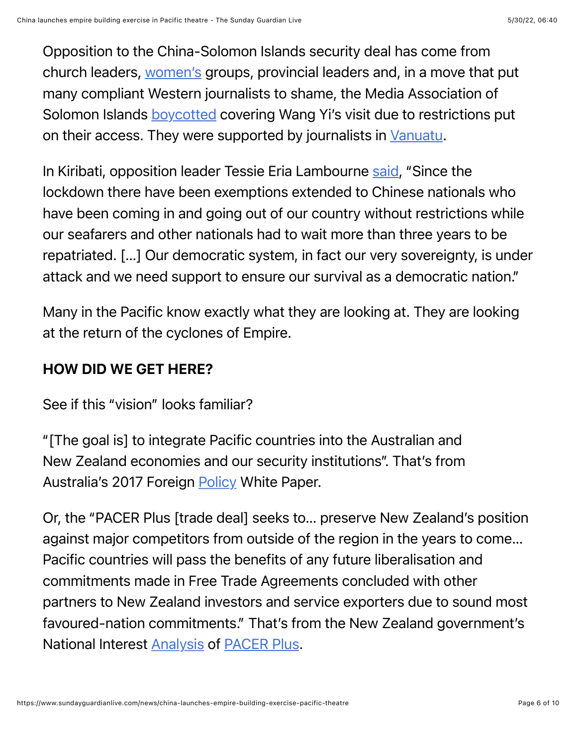Opposition to the China-Solomon Islands security deal has come from church leaders, women's groups, provincial leaders and, in a move that put many compliant Western journalists to shame, the Media Association of Solomon Islands boycotted covering Wang Yi's visit due to restrictions put on their access. They were supported by journalists in Vanuatu.

In Kiribati, opposition leader Tessie Eria Lambourne said, "Since the lockdown there have been exemptions extended to Chinese nationals who have been coming in and going out of our country without restrictions while our seafarers and other nationals had to wait more than three years to be repatriated. [...] Our democratic system, in fact our very sovereignty, is under attack and we need support to ensure our survival as a democratic nation."

Many in the Pacific know exactly what they are looking at. They are looking at the return of the cyclones of Empire.

**HOW DID WE GET HERE?**

See if this "vision" looks familiar?

"[The goal is] to integrate Pacific countries into the Australian and New Zealand economies and our security institutions". That's from Australia's 2017 Foreign Policy White Paper.

Or, the "PACER Plus [trade deal] seeks to... preserve New Zealand's position against major competitors from outside of the region in the years to come... Pacific countries will pass the benefits of any future liberalisation and commitments made in Free Trade Agreements concluded with other partners to New Zealand investors and service exporters due to sound most favoured-nation commitments." That's from the New Zealand government's National Interest Analysis of PACER Plus.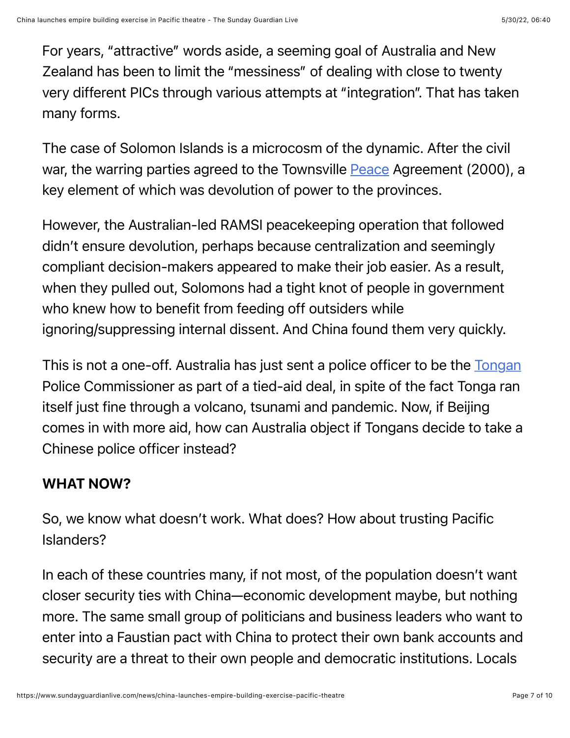For years, "attractive" words aside, a seeming goal of Australia and New Zealand has been to limit the "messiness" of dealing with close to twenty very different PICs through various attempts at "integration". That has taken many forms.

The case of Solomon Islands is a microcosm of the dynamic. After the civil war, the warring parties agreed to the Townsville Peace Agreement (2000), a key element of which was devolution of power to the provinces.

However, the Australian-led RAMSI peacekeeping operation that followed didn't ensure devolution, perhaps because centralization and seemingly compliant decision-makers appeared to make their job easier. As a result, when they pulled out, Solomons had a tight knot of people in government who knew how to benefit from feeding off outsiders while ignoring/suppressing internal dissent. And China found them very quickly.

This is not a one-off. Australia has just sent a police officer to be the Tongan Police Commissioner as part of a tied-aid deal, in spite of the fact Tonga ran itself just fine through a volcano, tsunami and pandemic. Now, if Beijing comes in with more aid, how can Australia object if Tongans decide to take a Chinese police officer instead?

**WHAT NOW?**

So, we know what doesn't work. What does? How about trusting Pacific Islanders?

In each of these countries many, if not most, of the population doesn't want closer security ties with China—economic development maybe, but nothing more. The same small group of politicians and business leaders who want to enter into a Faustian pact with China to protect their own bank accounts and security are a threat to their own people and democratic institutions. Locals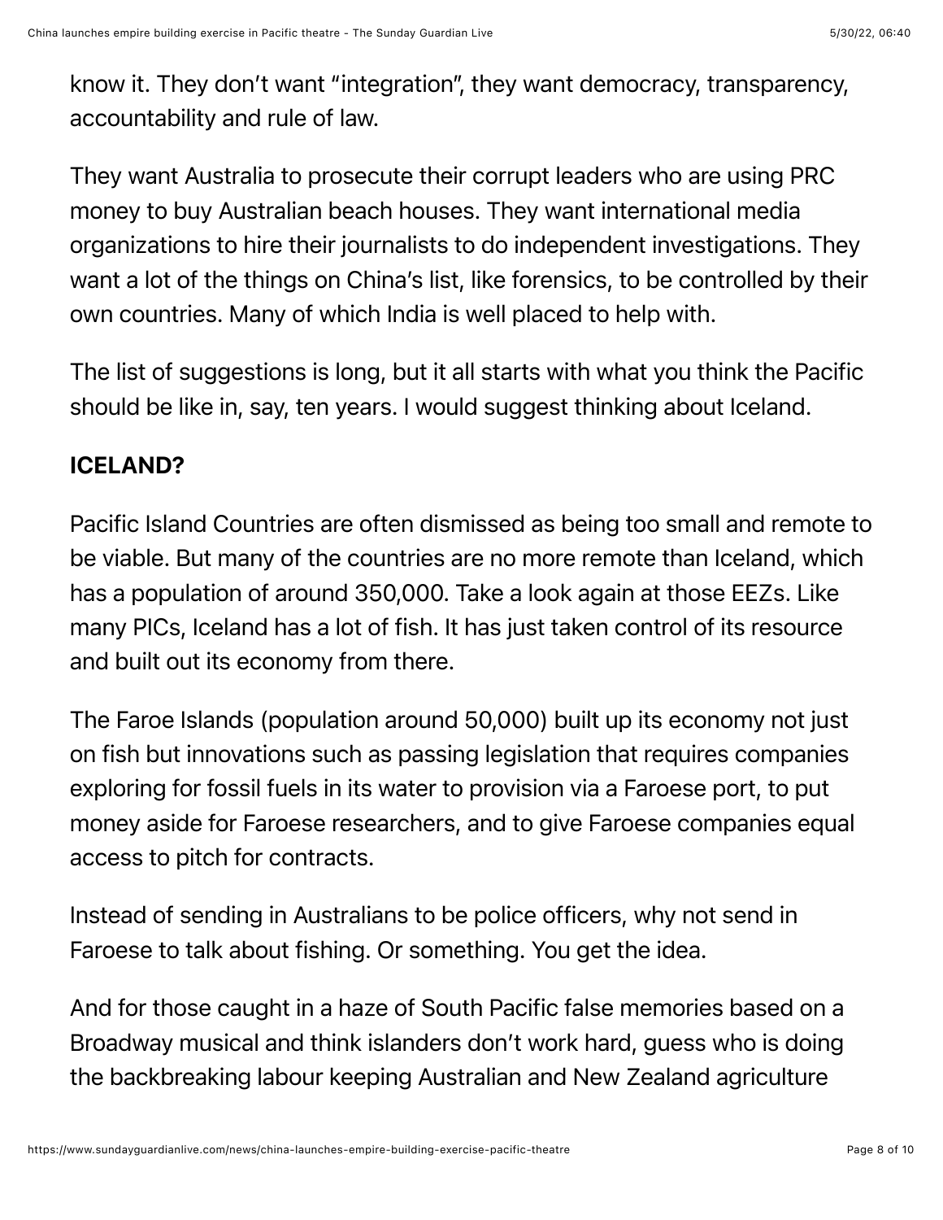know it. They don't want "integration", they want democracy, transparency, accountability and rule of law.

They want Australia to prosecute their corrupt leaders who are using PRC money to buy Australian beach houses. They want international media organizations to hire their journalists to do independent investigations. They want a lot of the things on China's list, like forensics, to be controlled by their own countries. Many of which India is well placed to help with.

The list of suggestions is long, but it all starts with what you think the Pacific should be like in, say, ten years. I would suggest thinking about Iceland.

**ICELAND?**

Pacific Island Countries are often dismissed as being too small and remote to be viable. But many of the countries are no more remote than Iceland, which has a population of around 350,000. Take a look again at those EEZs. Like many PICs, Iceland has a lot of fish. It has just taken control of its resource and built out its economy from there.

The Faroe Islands (population around 50,000) built up its economy not just on fish but innovations such as passing legislation that requires companies exploring for fossil fuels in its water to provision via a Faroese port, to put money aside for Faroese researchers, and to give Faroese companies equal access to pitch for contracts.

Instead of sending in Australians to be police officers, why not send in Faroese to talk about fishing. Or something. You get the idea.

And for those caught in a haze of South Pacific false memories based on a Broadway musical and think islanders don't work hard, guess who is doing the backbreaking labour keeping Australian and New Zealand agriculture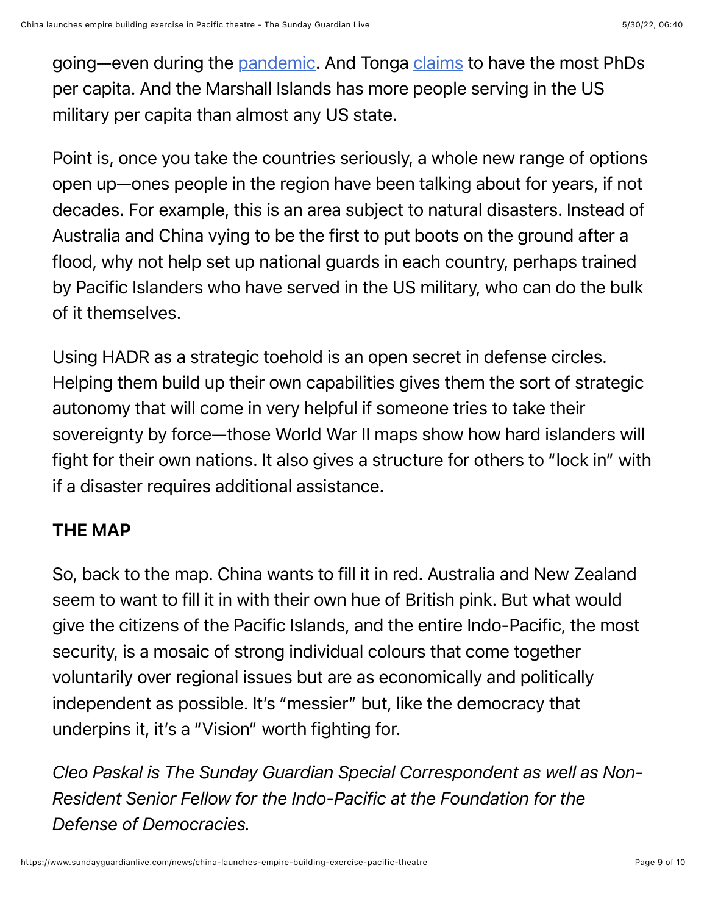going—even during the pandemic. And Tonga claims to have the most PhDs per capita. And the Marshall Islands has more people serving in the US military per capita than almost any US state.

Point is, once you take the countries seriously, a whole new range of options open up—ones people in the region have been talking about for years, if not decades. For example, this is an area subject to natural disasters. Instead of Australia and China vying to be the first to put boots on the ground after a flood, why not help set up national guards in each country, perhaps trained by Pacific Islanders who have served in the US military, who can do the bulk of it themselves.

Using HADR as a strategic toehold is an open secret in defense circles. Helping them build up their own capabilities gives them the sort of strategic autonomy that will come in very helpful if someone tries to take their sovereignty by force—those World War II maps show how hard islanders will fight for their own nations. It also gives a structure for others to "lock in" with if a disaster requires additional assistance.

**THE MAP**

So, back to the map. China wants to fill it in red. Australia and New Zealand seem to want to fill it in with their own hue of British pink. But what would give the citizens of the Pacific Islands, and the entire Indo-Pacific, the most security, is a mosaic of strong individual colours that come together voluntarily over regional issues but are as economically and politically independent as possible. It's "messier" but, like the democracy that underpins it, it's a "Vision" worth fighting for.

*Cleo Paskal is The Sunday Guardian Special Correspondent as well as Non-Resident Senior Fellow for the Indo-Pacific at the Foundation for the Defense of Democracies.*